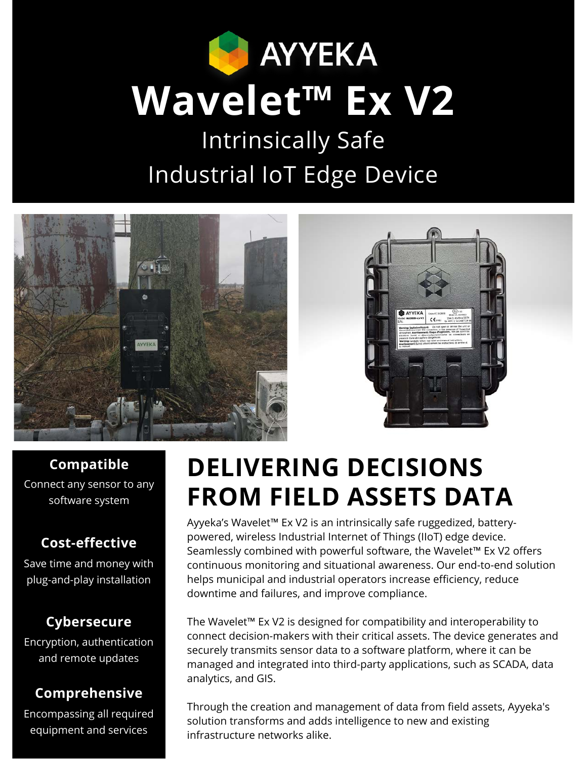# AYYEKA

# Wavelet™ Ex V2

## Intrinsically Safe Industrial IoT Edge Device

**Compatible**

Connect any sensor to any software system

**Cost-effective**

Save time and money with plug-and-play installation

**Cybersecure**

Encryption, authentication and remote updates

**Comprehensive**

Encompassing all required equipment and services

## DELIVERING DECISIONS FROM FIELD ASSETS DATA

Ayyeka's Wavelet™ Ex V2 is an intrinsically safe ruggedized, battery-powered, wireless Industrial Internet of Things (IIoT) edge device. Seamlessly combined with powerful software, the Wavelet™ Ex V2 offers continuous monitoring and situational awareness. Our end-to-end solution helps municipal and industrial operators increase efficiency, reduce downtime and failures, and improve compliance.

The Wavelet™ Ex V2 is designed for compatibility and interoperability to connect decision-makers with their critical assets. The device generates and securely transmits sensor data to a software platform, where it can be managed and integrated into third-party applications, such as SCADA, data analytics, and GIS.

Through the creation and management of data from field assets, Ayyeka's solution transforms and adds intelligence to new and existing infrastructure networks alike.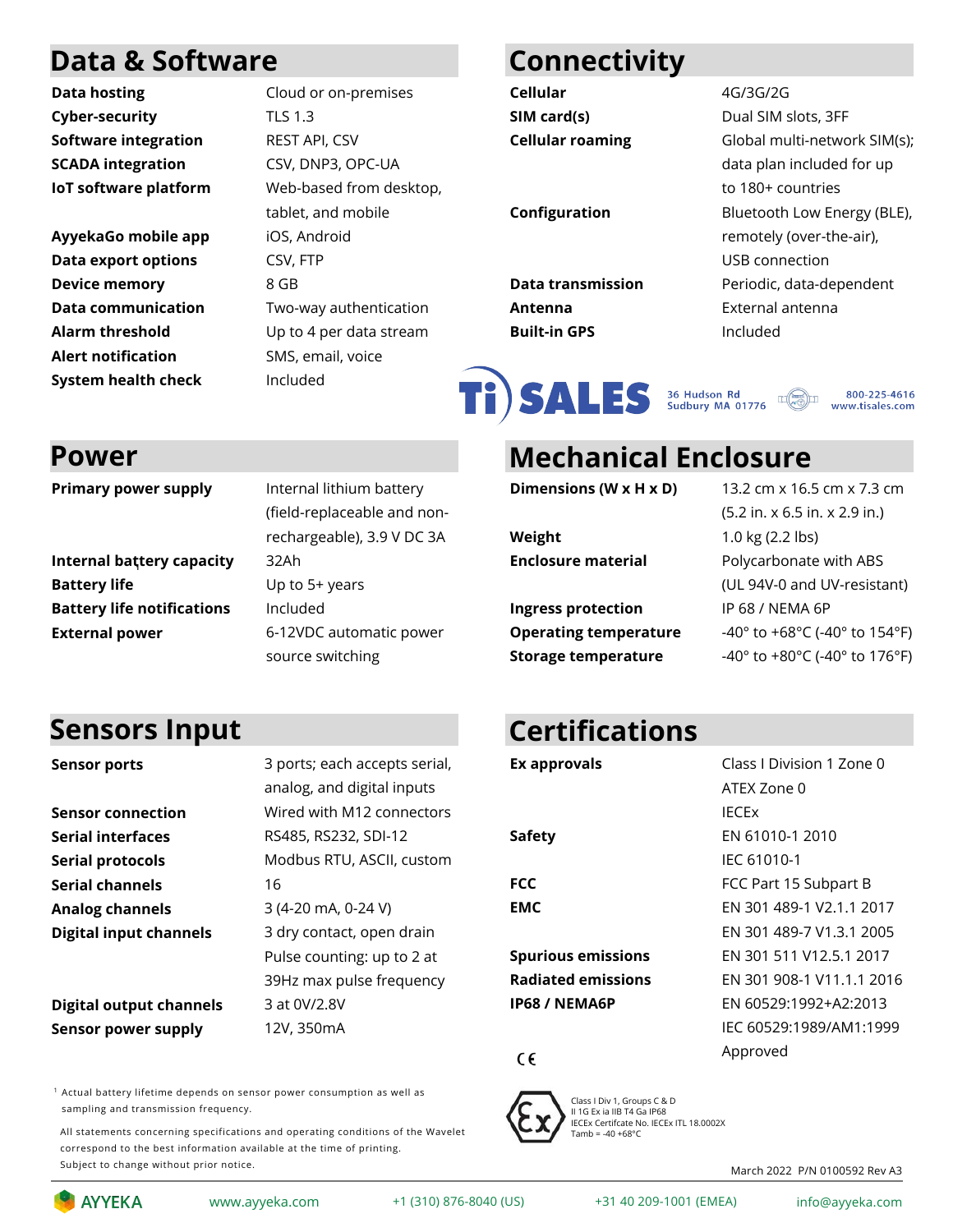## Data & Software

| | |
|---|---|
| **Data hosting** | Cloud or on-premises |
| **Cyber-security** | TLS 1.3 |
| **Software integration** | REST API, CSV |
| **SCADA integration** | CSV, DNP3, OPC-UA |
| **IoT software platform** | Web-based from desktop, tablet, and mobile |
| **AyyekaGo mobile app** | iOS, Android |
| **Data export options** | CSV, FTP |
| **Device memory** | 8 GB |
| **Data communication** | Two-way authentication |
| **Alarm threshold** | Up to 4 per data stream |
| **Alert notification** | SMS, email, voice |
| **System health check** | Included |

## Connectivity

| | |
|---|---|
| **Cellular** | 4G/3G/2G |
| **SIM card(s)** | Dual SIM slots, 3FF |
| **Cellular roaming** | Global multi-network SIM(s); data plan included for up to 180+ countries |
| **Configuration** | Bluetooth Low Energy (BLE), remotely (over-the-air), USB connection |
| **Data transmission** | Periodic, data-dependent |
| **Antenna** | External antenna |
| **Built-in GPS** | Included |

Ti SALES 36 Hudson Rd Sudbury MA 01776 800-225-4616 www.tisales.com

## Power

| | |
|---|---|
| **Primary power supply** | Internal lithium battery (field-replaceable and non-rechargeable), 3.9 V DC 3A |
| **Internal battery capacity** | 32Ah |
| **Battery life** | Up to 5+ years |
| **Battery life notifications** | Included |
| **External power** | 6-12VDC automatic power source switching |

## Mechanical Enclosure

| | |
|---|---|
| **Dimensions (W x H x D)** | 13.2 cm x 16.5 cm x 7.3 cm (5.2 in. x 6.5 in. x 2.9 in.) |
| **Weight** | 1.0 kg (2.2 lbs) |
| **Enclosure material** | Polycarbonate with ABS (UL 94V-0 and UV-resistant) |
| **Ingress protection** | IP 68 / NEMA 6P |
| **Operating temperature** | -40° to +68°C (-40° to 154°F) |
| **Storage temperature** | -40° to +80°C (-40° to 176°F) |

## Sensors Input

| | |
|---|---|
| **Sensor ports** | 3 ports; each accepts serial, analog, and digital inputs |
| **Sensor connection** | Wired with M12 connectors |
| **Serial interfaces** | RS485, RS232, SDI-12 |
| **Serial protocols** | Modbus RTU, ASCII, custom |
| **Serial channels** | 16 |
| **Analog channels** | 3 (4-20 mA, 0-24 V) |
| **Digital input channels** | 3 dry contact, open drain<br>Pulse counting: up to 2 at 39Hz max pulse frequency |
| **Digital output channels** | 3 at 0V/2.8V |
| **Sensor power supply** | 12V, 350mA |

## Certifications

| | |
|---|---|
| **Ex approvals** | Class I Division 1 Zone 0<br>ATEX Zone 0<br>IECEx |
| **Safety** | EN 61010-1 2010<br>IEC 61010-1 |
| **FCC** | FCC Part 15 Subpart B |
| **EMC** | EN 301 489-1 V2.1.1 2017<br>EN 301 489-7 V1.3.1 2005 |
| **Spurious emissions** | EN 301 511 V12.5.1 2017 |
| **Radiated emissions** | EN 301 908-1 V11.1.1 2016 |
| **IP68 / NEMA6P** | EN 60529:1992+A2:2013<br>IEC 60529:1989/AM1:1999 |
| CE | Approved |

Class I Div 1, Groups C & D
II 1G Ex ia IIB T4 Ga IP68
IECEx Certifcate No. IECEx ITL 18.0002X
Tamb = -40 +68°C

[1] Actual battery lifetime depends on sensor power consumption as well as sampling and transmission frequency.

All statements concerning specifications and operating conditions of the Wavelet correspond to the best information available at the time of printing. Subject to change without prior notice.

March 2022 P/N 0100592 Rev A3

AYYEKA www.ayyeka.com +1 (310) 876-8040 (US) +31 40 209-1001 (EMEA) info@ayyeka.com